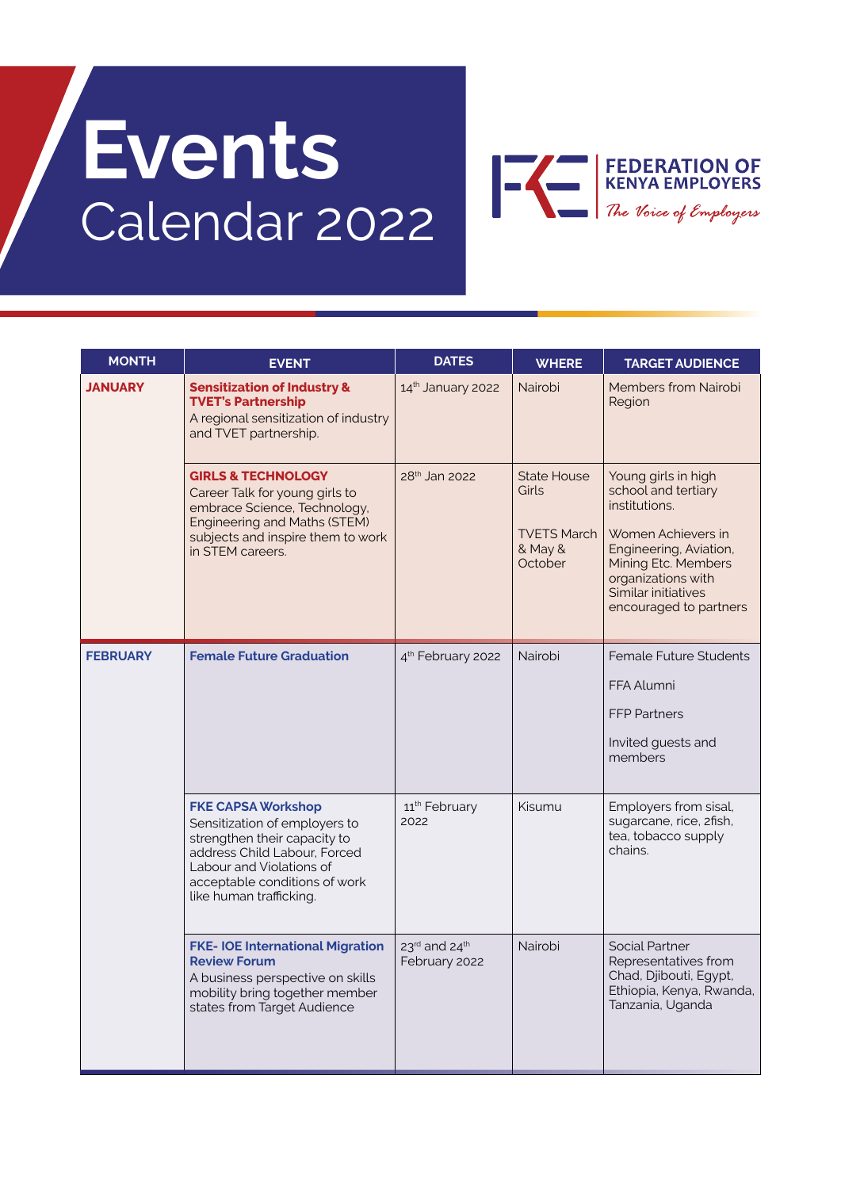# Events Calendar 2022

**FEDERATION OF KENYA EMPLOYERS**
*The Voice of Employers*

| MONTH | EVENT | DATES | WHERE | TARGET AUDIENCE |
|---|---|---|---|---|
| **JANUARY** | **Sensitization of Industry & TVET's Partnership**<br>A regional sensitization of industry and TVET partnership. | 14th January 2022 | Nairobi | Members from Nairobi Region |
| | **GIRLS & TECHNOLOGY**<br>Career Talk for young girls to embrace Science, Technology, Engineering and Maths (STEM) subjects and inspire them to work in STEM careers. | 28th Jan 2022 | State House Girls<br><br>TVETS March & May & October | Young girls in high school and tertiary institutions.<br><br>Women Achievers in Engineering, Aviation, Mining Etc. Members organizations with Similar initiatives encouraged to partners |
| **FEBRUARY** | **Female Future Graduation** | 4th February 2022 | Nairobi | Female Future Students<br><br>FFA Alumni<br><br>FFP Partners<br><br>Invited guests and members |
| | **FKE CAPSA Workshop**<br>Sensitization of employers to strengthen their capacity to address Child Labour, Forced Labour and Violations of acceptable conditions of work like human trafficking. | 11th February 2022 | Kisumu | Employers from sisal, sugarcane, rice, 2fish, tea, tobacco supply chains. |
| | **FKE- IOE International Migration Review Forum**<br>A business perspective on skills mobility bring together member states from Target Audience | 23rd and 24th February 2022 | Nairobi | Social Partner Representatives from Chad, Djibouti, Egypt, Ethiopia, Kenya, Rwanda, Tanzania, Uganda |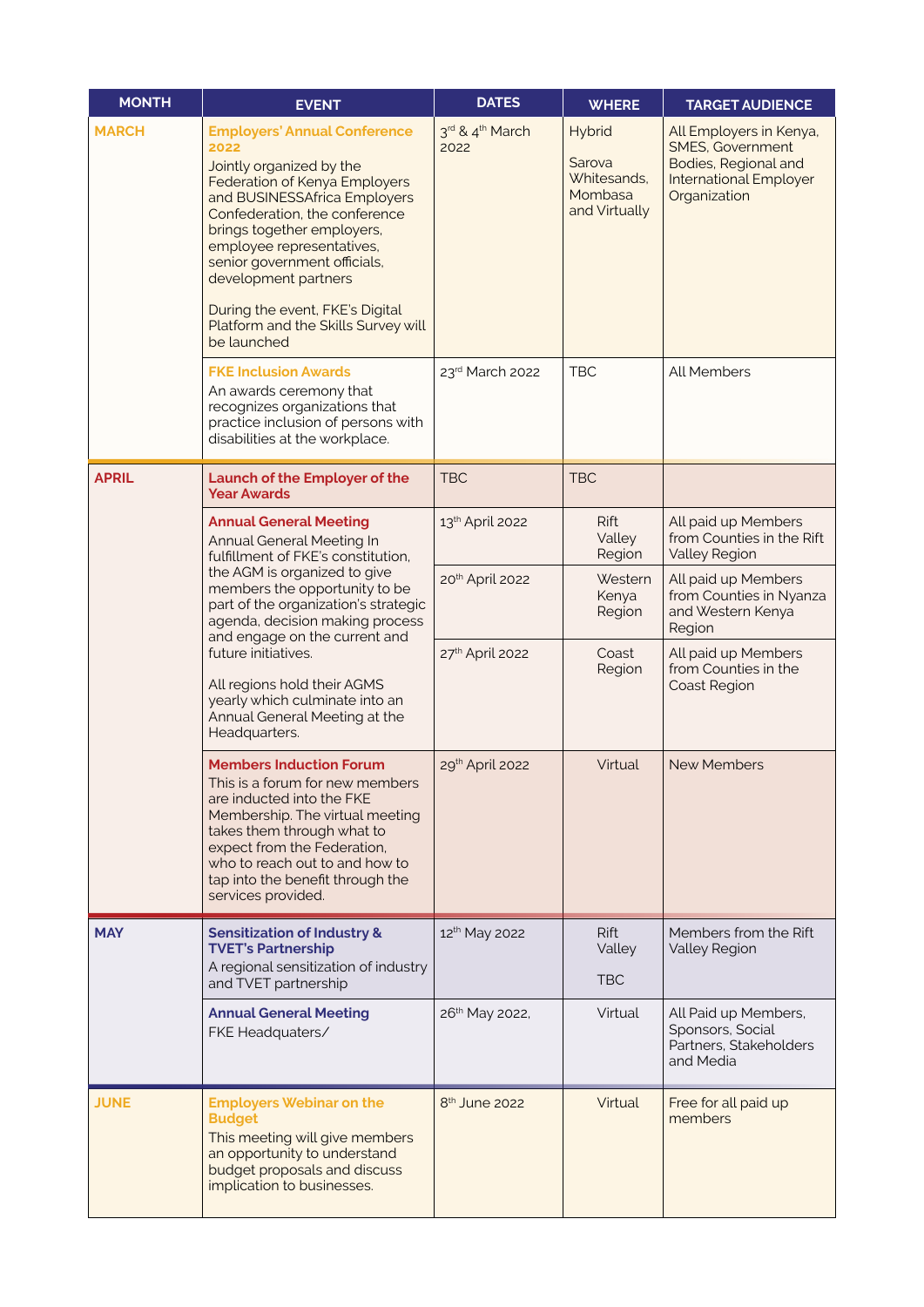| MONTH | EVENT | DATES | WHERE | TARGET AUDIENCE |
|---|---|---|---|---|
| MARCH | **Employers' Annual Conference 2022**<br>Jointly organized by the Federation of Kenya Employers and BUSINESSAfrica Employers Confederation, the conference brings together employers, employee representatives, senior government officials, development partners<br><br>During the event, FKE's Digital Platform and the Skills Survey will be launched | 3rd & 4th March 2022 | Hybrid<br><br>Sarova Whitesands, Mombasa and Virtually | All Employers in Kenya, SMES, Government Bodies, Regional and International Employer Organization |
| | **FKE Inclusion Awards**<br>An awards ceremony that recognizes organizations that practice inclusion of persons with disabilities at the workplace. | 23rd March 2022 | TBC | All Members |
| APRIL | **Launch of the Employer of the Year Awards** | TBC | TBC | |
| | **Annual General Meeting**<br>Annual General Meeting In fulfillment of FKE's constitution, the AGM is organized to give members the opportunity to be part of the organization's strategic agenda, decision making process and engage on the current and future initiatives.<br><br>All regions hold their AGMS yearly which culminate into an Annual General Meeting at the Headquarters. | 13th April 2022 | Rift Valley Region | All paid up Members from Counties in the Rift Valley Region |
| | | 20th April 2022 | Western Kenya Region | All paid up Members from Counties in Nyanza and Western Kenya Region |
| | | 27th April 2022 | Coast Region | All paid up Members from Counties in the Coast Region |
| | **Members Induction Forum**<br>This is a forum for new members are inducted into the FKE Membership. The virtual meeting takes them through what to expect from the Federation, who to reach out to and how to tap into the benefit through the services provided. | 29th April 2022 | Virtual | New Members |
| MAY | **Sensitization of Industry & TVET's Partnership**<br>A regional sensitization of industry and TVET partnership | 12th May 2022 | Rift Valley<br><br>TBC | Members from the Rift Valley Region |
| | **Annual General Meeting**<br>FKE Headquaters/ | 26th May 2022, | Virtual | All Paid up Members, Sponsors, Social Partners, Stakeholders and Media |
| JUNE | **Employers Webinar on the Budget**<br>This meeting will give members an opportunity to understand budget proposals and discuss implication to businesses. | 8th June 2022 | Virtual | Free for all paid up members |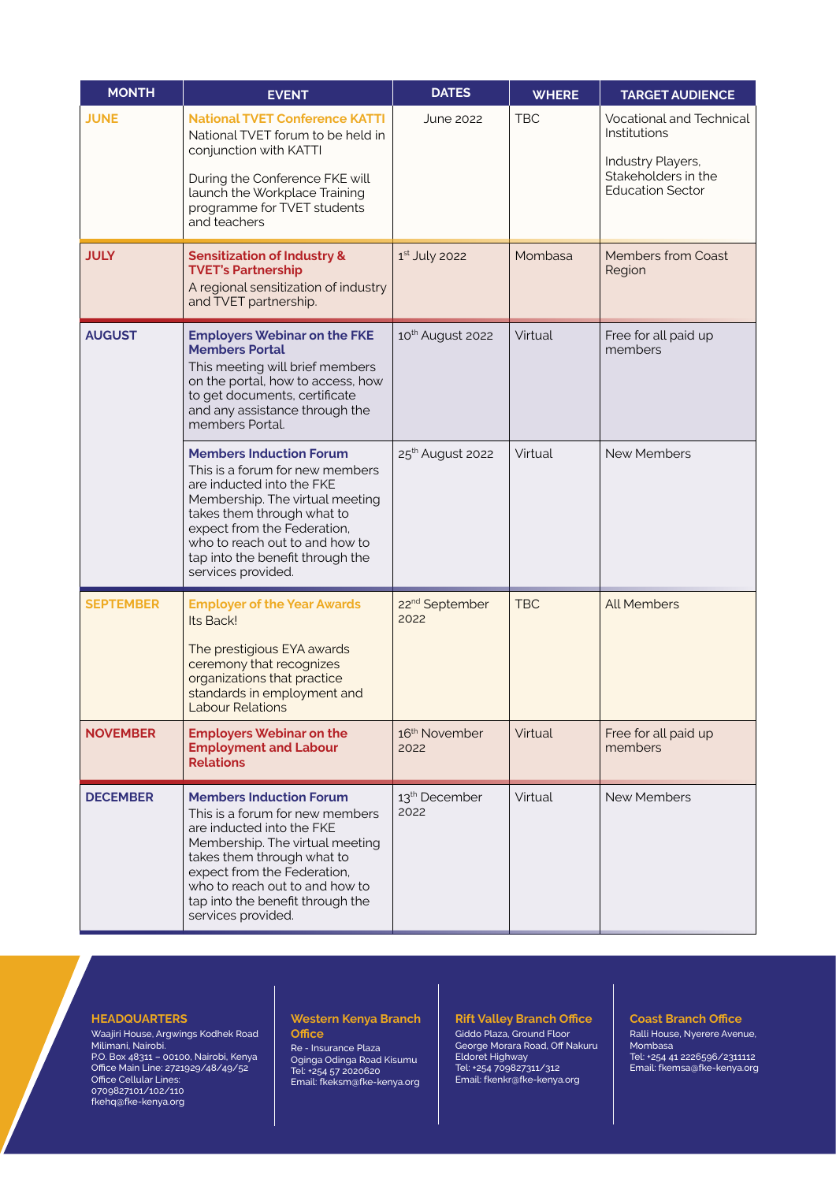| MONTH | EVENT | DATES | WHERE | TARGET AUDIENCE |
|---|---|---|---|---|
| **JUNE** | **National TVET Conference KATTI** National TVET forum to be held in conjunction with KATTI<br><br>During the Conference FKE will launch the Workplace Training programme for TVET students and teachers | June 2022 | TBC | Vocational and Technical Institutions<br><br>Industry Players, Stakeholders in the Education Sector |
| **JULY** | **Sensitization of Industry & TVET's Partnership** A regional sensitization of industry and TVET partnership. | 1st July 2022 | Mombasa | Members from Coast Region |
| **AUGUST** | **Employers Webinar on the FKE Members Portal** This meeting will brief members on the portal, how to access, how to get documents, certificate and any assistance through the members Portal. | 10th August 2022 | Virtual | Free for all paid up members |
| | **Members Induction Forum** This is a forum for new members are inducted into the FKE Membership. The virtual meeting takes them through what to expect from the Federation, who to reach out to and how to tap into the benefit through the services provided. | 25th August 2022 | Virtual | New Members |
| **SEPTEMBER** | **Employer of the Year Awards** Its Back!<br><br>The prestigious EYA awards ceremony that recognizes organizations that practice standards in employment and Labour Relations | 22nd September 2022 | TBC | All Members |
| **NOVEMBER** | **Employers Webinar on the Employment and Labour Relations** | 16th November 2022 | Virtual | Free for all paid up members |
| **DECEMBER** | **Members Induction Forum** This is a forum for new members are inducted into the FKE Membership. The virtual meeting takes them through what to expect from the Federation, who to reach out to and how to tap into the benefit through the services provided. | 13th December 2022 | Virtual | New Members |

**HEADQUARTERS**
Waajiri House, Argwings Kodhek Road
Milimani, Nairobi.
P.O. Box 48311 – 00100, Nairobi, Kenya
Office Main Line: 2721929/48/49/52
Office Cellular Lines:
0709827101/102/110
fkehq@fke-kenya.org

**Western Kenya Branch Office**
Re - Insurance Plaza
Oginga Odinga Road Kisumu
Tel: +254 57 2020620
Email: fkeksm@fke-kenya.org

**Rift Valley Branch Office**
Giddo Plaza, Ground Floor
George Morara Road, Off Nakuru
Eldoret Highway
Tel: +254 709827311/312
Email: fkenkr@fke-kenya.org

**Coast Branch Office**
Ralli House, Nyerere Avenue,
Mombasa
Tel: +254 41 2226596/2311112
Email: fkemsa@fke-kenya.org